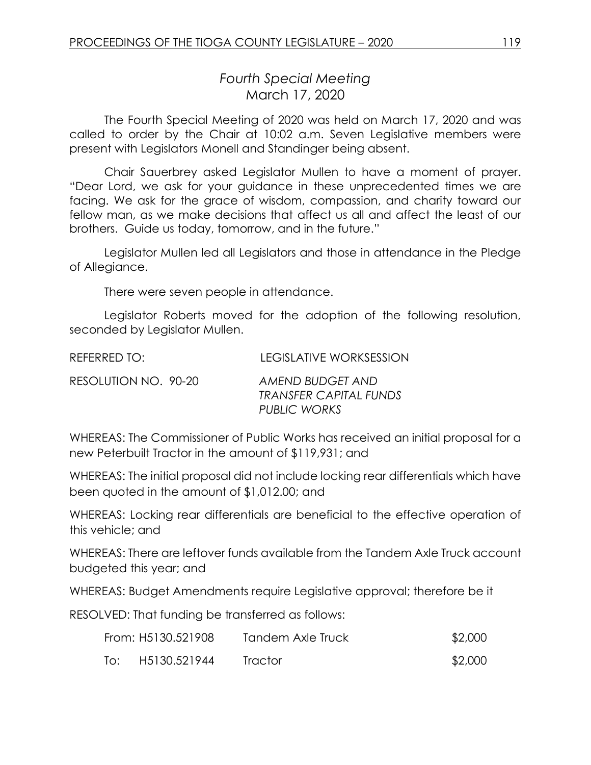## *Fourth Special Meeting*
## March 17, 2020

The Fourth Special Meeting of 2020 was held on March 17, 2020 and was called to order by the Chair at 10:02 a.m. Seven Legislative members were present with Legislators Monell and Standinger being absent.

Chair Sauerbrey asked Legislator Mullen to have a moment of prayer. "Dear Lord, we ask for your guidance in these unprecedented times we are facing. We ask for the grace of wisdom, compassion, and charity toward our fellow man, as we make decisions that affect us all and affect the least of our brothers. Guide us today, tomorrow, and in the future."

Legislator Mullen led all Legislators and those in attendance in the Pledge of Allegiance.

There were seven people in attendance.

Legislator Roberts moved for the adoption of the following resolution, seconded by Legislator Mullen.

REFERRED TO: LEGISLATIVE WORKSESSION

RESOLUTION NO. 90-20 *AMEND BUDGET AND TRANSFER CAPITAL FUNDS PUBLIC WORKS*

WHEREAS: The Commissioner of Public Works has received an initial proposal for a new Peterbuilt Tractor in the amount of $119,931; and

WHEREAS: The initial proposal did not include locking rear differentials which have been quoted in the amount of $1,012.00; and

WHEREAS: Locking rear differentials are beneficial to the effective operation of this vehicle; and

WHEREAS: There are leftover funds available from the Tandem Axle Truck account budgeted this year; and

WHEREAS: Budget Amendments require Legislative approval; therefore be it

RESOLVED: That funding be transferred as follows:

| | | | |
|---|---|---|---|
| From: | H5130.521908 | Tandem Axle Truck | $2,000 |
| To: | H5130.521944 | Tractor | $2,000 |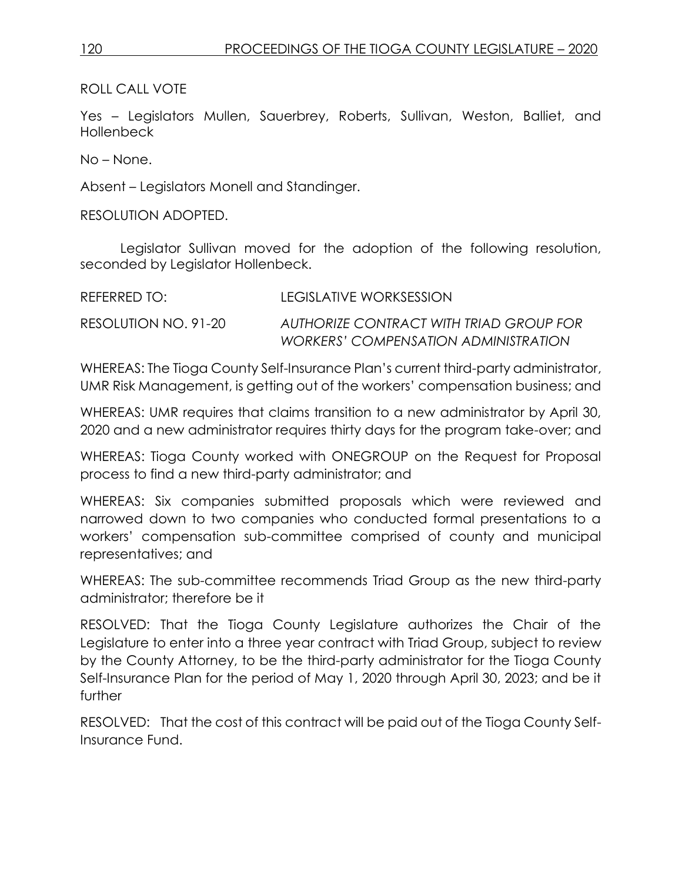ROLL CALL VOTE

Yes – Legislators Mullen, Sauerbrey, Roberts, Sullivan, Weston, Balliet, and Hollenbeck

No – None.

Absent – Legislators Monell and Standinger.

RESOLUTION ADOPTED.

Legislator Sullivan moved for the adoption of the following resolution, seconded by Legislator Hollenbeck.

REFERRED TO: LEGISLATIVE WORKSESSION

RESOLUTION NO. 91-20 *AUTHORIZE CONTRACT WITH TRIAD GROUP FOR WORKERS' COMPENSATION ADMINISTRATION*

WHEREAS: The Tioga County Self-Insurance Plan's current third-party administrator, UMR Risk Management, is getting out of the workers' compensation business; and

WHEREAS: UMR requires that claims transition to a new administrator by April 30, 2020 and a new administrator requires thirty days for the program take-over; and

WHEREAS: Tioga County worked with ONEGROUP on the Request for Proposal process to find a new third-party administrator; and

WHEREAS: Six companies submitted proposals which were reviewed and narrowed down to two companies who conducted formal presentations to a workers' compensation sub-committee comprised of county and municipal representatives; and

WHEREAS: The sub-committee recommends Triad Group as the new third-party administrator; therefore be it

RESOLVED: That the Tioga County Legislature authorizes the Chair of the Legislature to enter into a three year contract with Triad Group, subject to review by the County Attorney, to be the third-party administrator for the Tioga County Self-Insurance Plan for the period of May 1, 2020 through April 30, 2023; and be it further

RESOLVED: That the cost of this contract will be paid out of the Tioga County Self-Insurance Fund.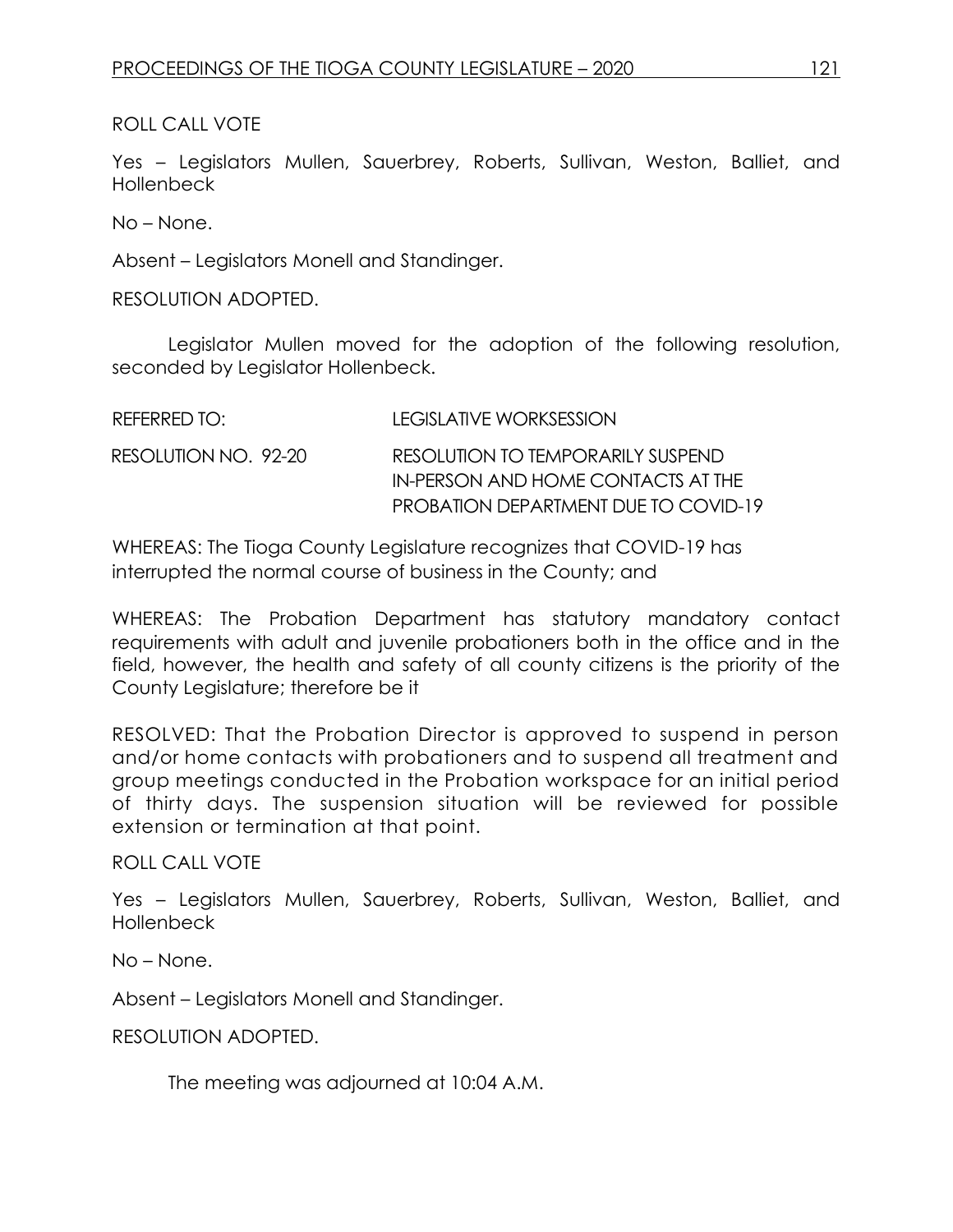ROLL CALL VOTE

Yes – Legislators Mullen, Sauerbrey, Roberts, Sullivan, Weston, Balliet, and Hollenbeck

No – None.

Absent – Legislators Monell and Standinger.

RESOLUTION ADOPTED.

Legislator Mullen moved for the adoption of the following resolution, seconded by Legislator Hollenbeck.

| | |
|---|---|
| REFERRED TO: | LEGISLATIVE WORKSESSION |
| RESOLUTION NO. 92-20 | RESOLUTION TO TEMPORARILY SUSPEND IN-PERSON AND HOME CONTACTS AT THE PROBATION DEPARTMENT DUE TO COVID-19 |

WHEREAS: The Tioga County Legislature recognizes that COVID-19 has interrupted the normal course of business in the County; and

WHEREAS: The Probation Department has statutory mandatory contact requirements with adult and juvenile probationers both in the office and in the field, however, the health and safety of all county citizens is the priority of the County Legislature; therefore be it

RESOLVED: That the Probation Director is approved to suspend in person and/or home contacts with probationers and to suspend all treatment and group meetings conducted in the Probation workspace for an initial period of thirty days. The suspension situation will be reviewed for possible extension or termination at that point.

ROLL CALL VOTE

Yes – Legislators Mullen, Sauerbrey, Roberts, Sullivan, Weston, Balliet, and Hollenbeck

No – None.

Absent – Legislators Monell and Standinger.

RESOLUTION ADOPTED.

The meeting was adjourned at 10:04 A.M.